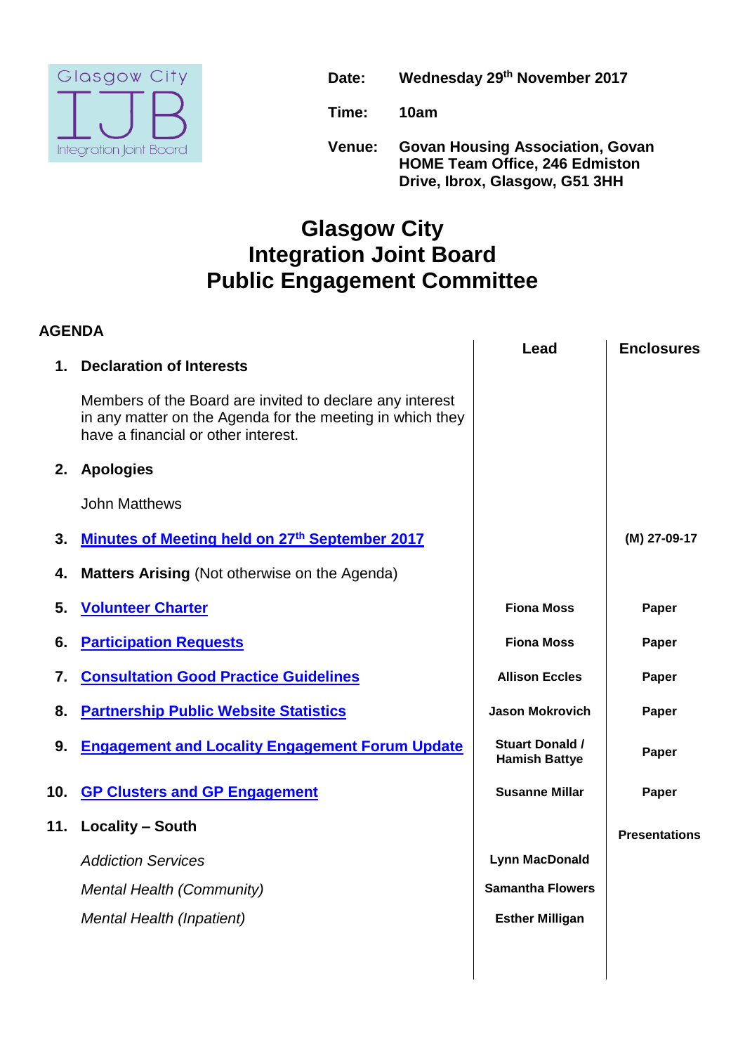Glasgow City IJB Integration Joint Board

**Date:** Wednesday 29th November 2017

**Time:** 10am

**Venue:** Govan Housing Association, Govan HOME Team Office, 246 Edmiston Drive, Ibrox, Glasgow, G51 3HH

# Glasgow City Integration Joint Board Public Engagement Committee

## AGENDA

| | | Lead | Enclosures |
|---|---|---|---|
| 1. | **Declaration of Interests** | | |
| | Members of the Board are invited to declare any interest in any matter on the Agenda for the meeting in which they have a financial or other interest. | | |
| 2. | **Apologies** | | |
| | John Matthews | | |
| 3. | **Minutes of Meeting held on 27th September 2017** | | **(M) 27-09-17** |
| 4. | **Matters Arising** (Not otherwise on the Agenda) | | |
| 5. | **Volunteer Charter** | **Fiona Moss** | **Paper** |
| 6. | **Participation Requests** | **Fiona Moss** | **Paper** |
| 7. | **Consultation Good Practice Guidelines** | **Allison Eccles** | **Paper** |
| 8. | **Partnership Public Website Statistics** | **Jason Mokrovich** | **Paper** |
| 9. | **Engagement and Locality Engagement Forum Update** | **Stuart Donald / Hamish Battye** | **Paper** |
| 10. | **GP Clusters and GP Engagement** | **Susanne Millar** | **Paper** |
| 11. | **Locality – South** | | **Presentations** |
| | *Addiction Services* | **Lynn MacDonald** | |
| | *Mental Health (Community)* | **Samantha Flowers** | |
| | *Mental Health (Inpatient)* | **Esther Milligan** | |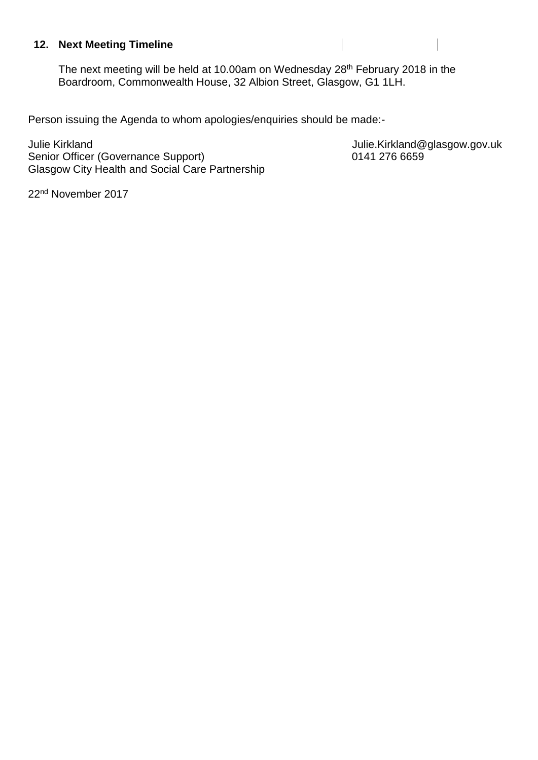## 12. Next Meeting Timeline

The next meeting will be held at 10.00am on Wednesday 28th February 2018 in the Boardroom, Commonwealth House, 32 Albion Street, Glasgow, G1 1LH.

Person issuing the Agenda to whom apologies/enquiries should be made:-

Julie Kirkland
Senior Officer (Governance Support)
Glasgow City Health and Social Care Partnership

Julie.Kirkland@glasgow.gov.uk
0141 276 6659

22nd November 2017